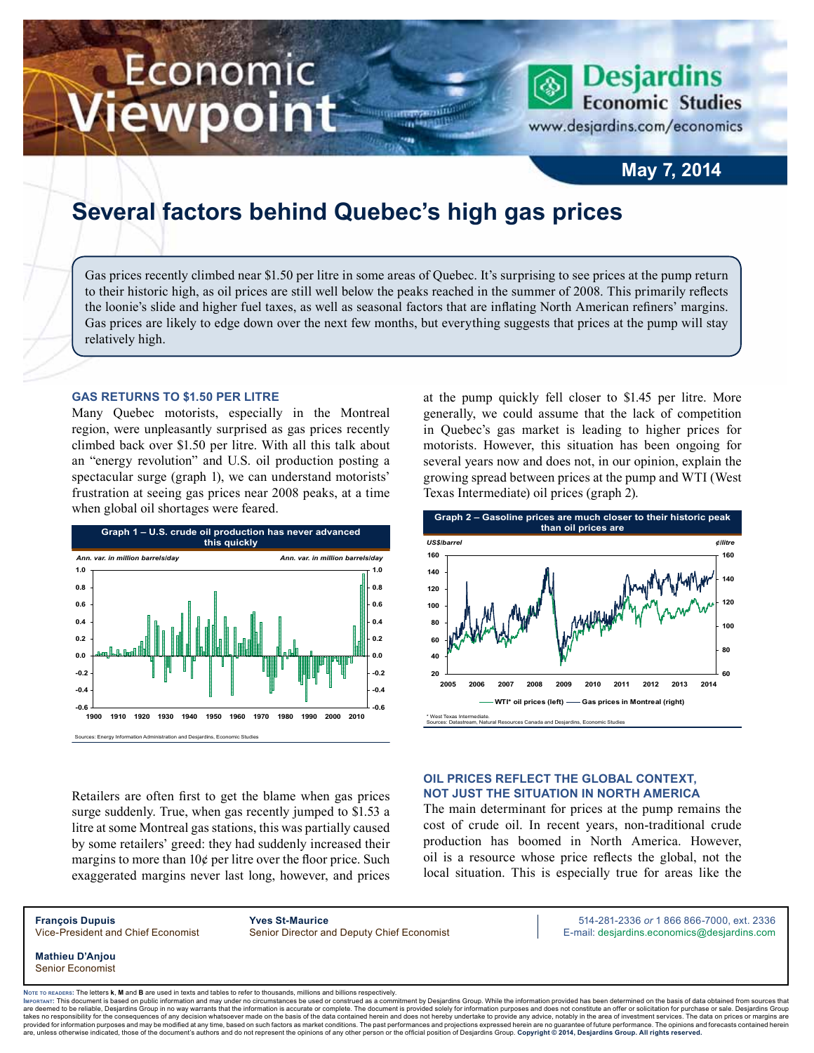# Several factors behind Quebec's high gas prices

May 7, 2014

Gas prices recently climbed near $1.50 per litre in some areas of Quebec. It's surprising to see prices at the pump return to their historic high, as oil prices are still well below the peaks reached in the summer of 2008. This primarily reflects the loonie's slide and higher fuel taxes, as well as seasonal factors that are inflating North American refiners' margins. Gas prices are likely to edge down over the next few months, but everything suggests that prices at the pump will stay relatively high.

## GAS RETURNS TO $1.50 PER LITRE

Many Quebec motorists, especially in the Montreal region, were unpleasantly surprised as gas prices recently climbed back over $1.50 per litre. With all this talk about an "energy revolution" and U.S. oil production posting a spectacular surge (graph 1), we can understand motorists' frustration at seeing gas prices near 2008 peaks, at a time when global oil shortages were feared.

Graph 1 – U.S. crude oil production has never advanced this quickly

Ann. var. in million barrels/day

1.0
0.8
0.6
0.4
0.2
0.0
-0.2
-0.4
-0.6

1900 1910 1920 1930 1940 1950 1960 1970 1980 1990 2000 2010

Sources: Energy Information Administration and Desjardins, Economic Studies

Retailers are often first to get the blame when gas prices surge suddenly. True, when gas recently jumped to $1.53 a litre at some Montreal gas stations, this was partially caused by some retailers' greed: they had suddenly increased their margins to more than 10¢ per litre over the floor price. Such exaggerated margins never last long, however, and prices at the pump quickly fell closer to $1.45 per litre. More generally, we could assume that the lack of competition in Quebec's gas market is leading to higher prices for motorists. However, this situation has been ongoing for several years now and does not, in our opinion, explain the growing spread between prices at the pump and WTI (West Texas Intermediate) oil prices (graph 2).

Graph 2 – Gasoline prices are much closer to their historic peak than oil prices are

US$/barrel

160
140
120
100
80
60
40
20

¢/litre

160
140
120
100
80
60

2005 2006 2007 2008 2009 2010 2011 2012 2013 2014

WTI* oil prices (left) — Gas prices in Montreal (right)

* West Texas Intermediate.
Sources: Datastream, Natural Resources Canada and Desjardins, Economic Studies

## OIL PRICES REFLECT THE GLOBAL CONTEXT, NOT JUST THE SITUATION IN NORTH AMERICA

The main determinant for prices at the pump remains the cost of crude oil. In recent years, non-traditional crude production has boomed in North America. However, oil is a resource whose price reflects the global, not the local situation. This is especially true for areas like the

**François Dupuis**
Vice-President and Chief Economist

**Yves St-Maurice**
Senior Director and Deputy Chief Economist

**Mathieu D'Anjou**
Senior Economist

514-281-2336 *or* 1 866 866-7000, ext. 2336
E-mail: desjardins.economics@desjardins.com

Note to readers: The letters **k**, **M** and **B** are used in texts and tables to refer to thousands, millions and billions respectively.
Important: This document is based on public information and may under no circumstances be used or construed as a commitment by Desjardins Group. While the information provided has been determined on the basis of data obtained from sources that are deemed to be reliable, Desjardins Group in no way warrants that the information is accurate or complete. The document is provided solely for information purposes and does not constitute an offer or solicitation for purchase or sale. Desjardins Group takes no responsibility for the consequences of any decision whatsoever made on the basis of the data contained herein and does not hereby undertake to provide any advice, notably in the area of investment services. The data on prices or margins are provided for information purposes and may be modified at any time, based on such factors as market conditions. The past performances and projections expressed herein are no guarantee of future performance. The opinions and forecasts contained herein are, unless otherwise indicated, those of the document's authors and do not represent the opinions of any other person or the official position of Desjardins Group. **Copyright © 2014, Desjardins Group. All rights reserved.**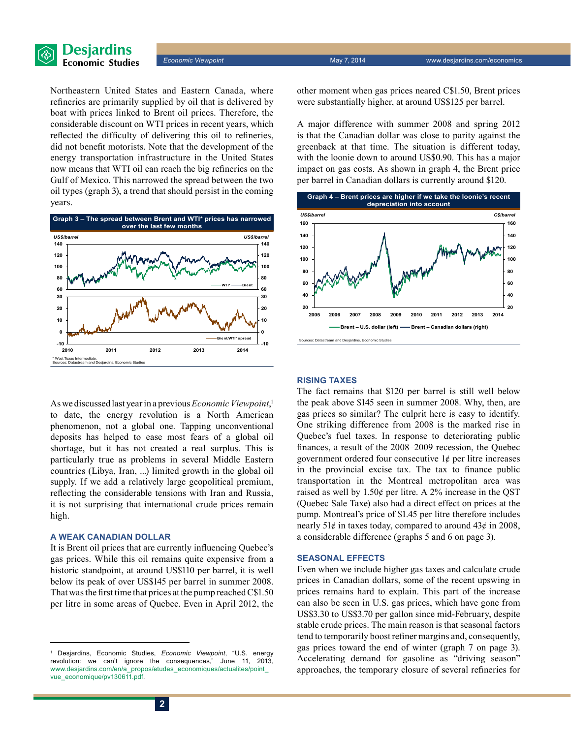Northeastern United States and Eastern Canada, where refineries are primarily supplied by oil that is delivered by boat with prices linked to Brent oil prices. Therefore, the considerable discount on WTI prices in recent years, which reflected the difficulty of delivering this oil to refineries, did not benefit motorists. Note that the development of the energy transportation infrastructure in the United States now means that WTI oil can reach the big refineries on the Gulf of Mexico. This narrowed the spread between the two oil types (graph 3), a trend that should persist in the coming years.

**Graph 3 – The spread between Brent and WTI* prices has narrowed over the last few months**

US$/barrel
US$/barrel
140
120
100
80
60
30
20
10
0
-10
WTI*
Brent
Brent/WTI* spread
2010
2011
2012
2013
2014

\* West Texas Intermediate.
Sources: Datastream and Desjardins, Economic Studies

As we discussed last year in a previous *Economic Viewpoint*,[1] to date, the energy revolution is a North American phenomenon, not a global one. Tapping unconventional deposits has helped to ease most fears of a global oil shortage, but it has not created a real surplus. This is particularly true as problems in several Middle Eastern countries (Libya, Iran, ...) limited growth in the global oil supply. If we add a relatively large geopolitical premium, reflecting the considerable tensions with Iran and Russia, it is not surprising that international crude prices remain high.

### A WEAK CANADIAN DOLLAR

It is Brent oil prices that are currently influencing Quebec's gas prices. While this oil remains quite expensive from a historic standpoint, at around US$110 per barrel, it is well below its peak of over US$145 per barrel in summer 2008. That was the first time that prices at the pump reached C$1.50 per litre in some areas of Quebec. Even in April 2012, the other moment when gas prices neared C$1.50, Brent prices were substantially higher, at around US$125 per barrel.

A major difference with summer 2008 and spring 2012 is that the Canadian dollar was close to parity against the greenback at that time. The situation is different today, with the loonie down to around US$0.90. This has a major impact on gas costs. As shown in graph 4, the Brent price per barrel in Canadian dollars is currently around $120.

**Graph 4 – Brent prices are higher if we take the loonie's recent depreciation into account**

US$/barrel
C$/barrel
160
140
120
100
80
60
40
20
2005
2006
2007
2008
2009
2010
2011
2012
2013
2014
Brent – U.S. dollar (left)
Brent – Canadian dollars (right)

Sources: Datastream and Desjardins, Economic Studies

### RISING TAXES

The fact remains that $120 per barrel is still well below the peak above $145 seen in summer 2008. Why, then, are gas prices so similar? The culprit here is easy to identify. One striking difference from 2008 is the marked rise in Quebec's fuel taxes. In response to deteriorating public finances, a result of the 2008–2009 recession, the Quebec government ordered four consecutive 1¢ per litre increases in the provincial excise tax. The tax to finance public transportation in the Montreal metropolitan area was raised as well by 1.50¢ per litre. A 2% increase in the QST (Quebec Sale Taxe) also had a direct effect on prices at the pump. Montreal's price of $1.45 per litre therefore includes nearly 51¢ in taxes today, compared to around 43¢ in 2008, a considerable difference (graphs 5 and 6 on page 3).

### SEASONAL EFFECTS

Even when we include higher gas taxes and calculate crude prices in Canadian dollars, some of the recent upswing in prices remains hard to explain. This part of the increase can also be seen in U.S. gas prices, which have gone from US$3.30 to US$3.70 per gallon since mid-February, despite stable crude prices. The main reason is that seasonal factors tend to temporarily boost refiner margins and, consequently, gas prices toward the end of winter (graph 7 on page 3). Accelerating demand for gasoline as "driving season" approaches, the temporary closure of several refineries for

---

[1] Desjardins, Economic Studies, *Economic Viewpoint*, "U.S. energy revolution: we can't ignore the consequences," June 11, 2013, www.desjardins.com/en/a_propos/etudes_economiques/actualites/point_vue_economique/pv130611.pdf.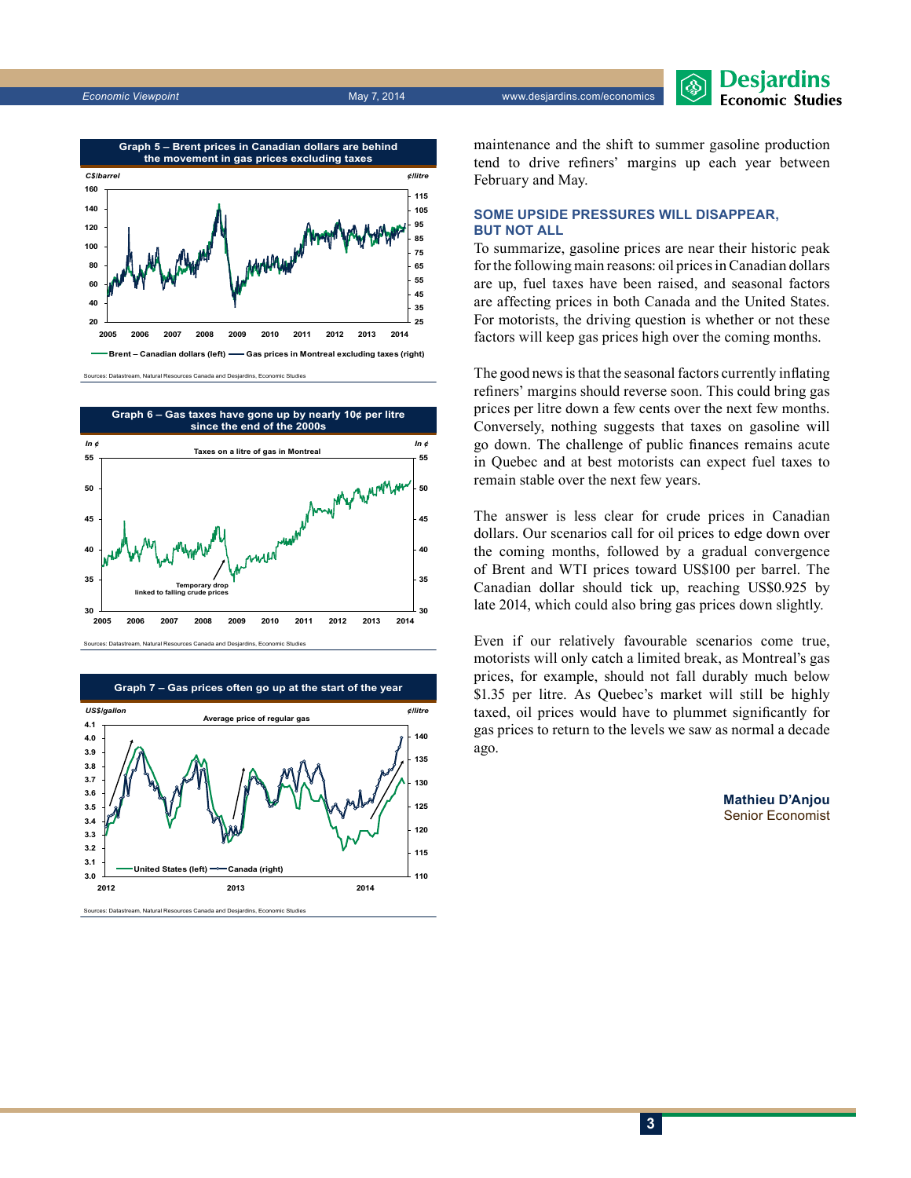**Graph 5 – Brent prices in Canadian dollars are behind the movement in gas prices excluding taxes**

C$/barrel

¢/litre

160
140
120
100
80
60
40
20

115
105
95
85
75
65
55
45
35
25

2005 2006 2007 2008 2009 2010 2011 2012 2013 2014

Brent – Canadian dollars (left) — Gas prices in Montreal excluding taxes (right)

Sources: Datastream, Natural Resources Canada and Desjardins, Economic Studies

**Graph 6 – Gas taxes have gone up by nearly 10¢ per litre since the end of the 2000s**

In ¢

In ¢

Taxes on a litre of gas in Montreal

55
50
45
40
35
30

2005 2006 2007 2008 2009 2010 2011 2012 2013 2014

Temporary drop linked to falling crude prices

Sources: Datastream, Natural Resources Canada and Desjardins, Economic Studies

**Graph 7 – Gas prices often go up at the start of the year**

US$/gallon

¢/litre

Average price of regular gas

4.1
4.0
3.9
3.8
3.7
3.6
3.5
3.4
3.3
3.2
3.1
3.0

140
135
130
125
120
115
110

2012 2013 2014

United States (left) — Canada (right)

Sources: Datastream, Natural Resources Canada and Desjardins, Economic Studies

maintenance and the shift to summer gasoline production tend to drive refiners' margins up each year between February and May.

## SOME UPSIDE PRESSURES WILL DISAPPEAR, BUT NOT ALL

To summarize, gasoline prices are near their historic peak for the following main reasons: oil prices in Canadian dollars are up, fuel taxes have been raised, and seasonal factors are affecting prices in both Canada and the United States. For motorists, the driving question is whether or not these factors will keep gas prices high over the coming months.

The good news is that the seasonal factors currently inflating refiners' margins should reverse soon. This could bring gas prices per litre down a few cents over the next few months. Conversely, nothing suggests that taxes on gasoline will go down. The challenge of public finances remains acute in Quebec and at best motorists can expect fuel taxes to remain stable over the next few years.

The answer is less clear for crude prices in Canadian dollars. Our scenarios call for oil prices to edge down over the coming months, followed by a gradual convergence of Brent and WTI prices toward US$100 per barrel. The Canadian dollar should tick up, reaching US$0.925 by late 2014, which could also bring gas prices down slightly.

Even if our relatively favourable scenarios come true, motorists will only catch a limited break, as Montreal's gas prices, for example, should not fall durably much below $1.35 per litre. As Quebec's market will still be highly taxed, oil prices would have to plummet significantly for gas prices to return to the levels we saw as normal a decade ago.

**Mathieu D'Anjou**
Senior Economist